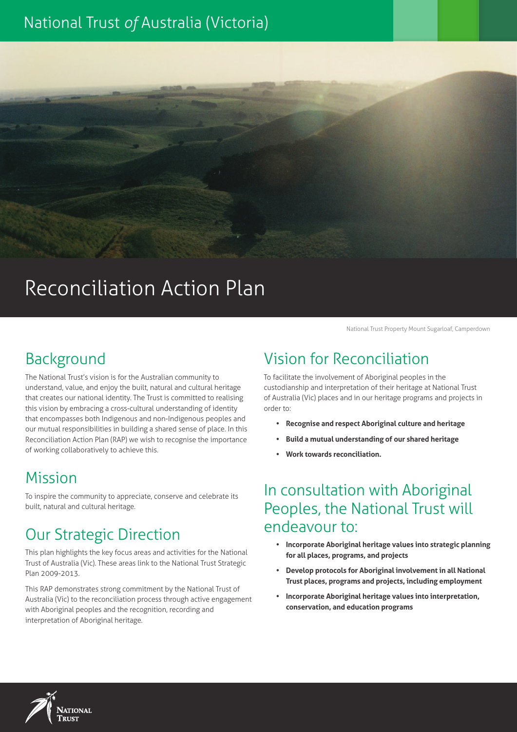National Trust *of* Australia (Victoria)

# Reconciliation Action Plan

National Trust Property Mount Sugarloaf, Camperdown

## Background

The National Trust's vision is for the Australian community to understand, value, and enjoy the built, natural and cultural heritage that creates our national identity. The Trust is committed to realising this vision by embracing a cross-cultural understanding of identity that encompasses both Indigenous and non-Indigenous peoples and our mutual responsibilities in building a shared sense of place. In this Reconciliation Action Plan (RAP) we wish to recognise the importance of working collaboratively to achieve this.

## Mission

To inspire the community to appreciate, conserve and celebrate its built, natural and cultural heritage.

## Our Strategic Direction

This plan highlights the key focus areas and activities for the National Trust of Australia (Vic). These areas link to the National Trust Strategic Plan 2009-2013.

This RAP demonstrates strong commitment by the National Trust of Australia (Vic) to the reconciliation process through active engagement with Aboriginal peoples and the recognition, recording and interpretation of Aboriginal heritage.

## Vision for Reconciliation

To facilitate the involvement of Aboriginal peoples in the custodianship and interpretation of their heritage at National Trust of Australia (Vic) places and in our heritage programs and projects in order to:

- **Recognise and respect Aboriginal culture and heritage**
- **Build a mutual understanding of our shared heritage**
- **Work towards reconciliation.**

## In consultation with Aboriginal Peoples, the National Trust will endeavour to:

- **Incorporate Aboriginal heritage values into strategic planning for all places, programs, and projects**
- **Develop protocols for Aboriginal involvement in all National Trust places, programs and projects, including employment**
- **Incorporate Aboriginal heritage values into interpretation, conservation, and education programs**

National Trust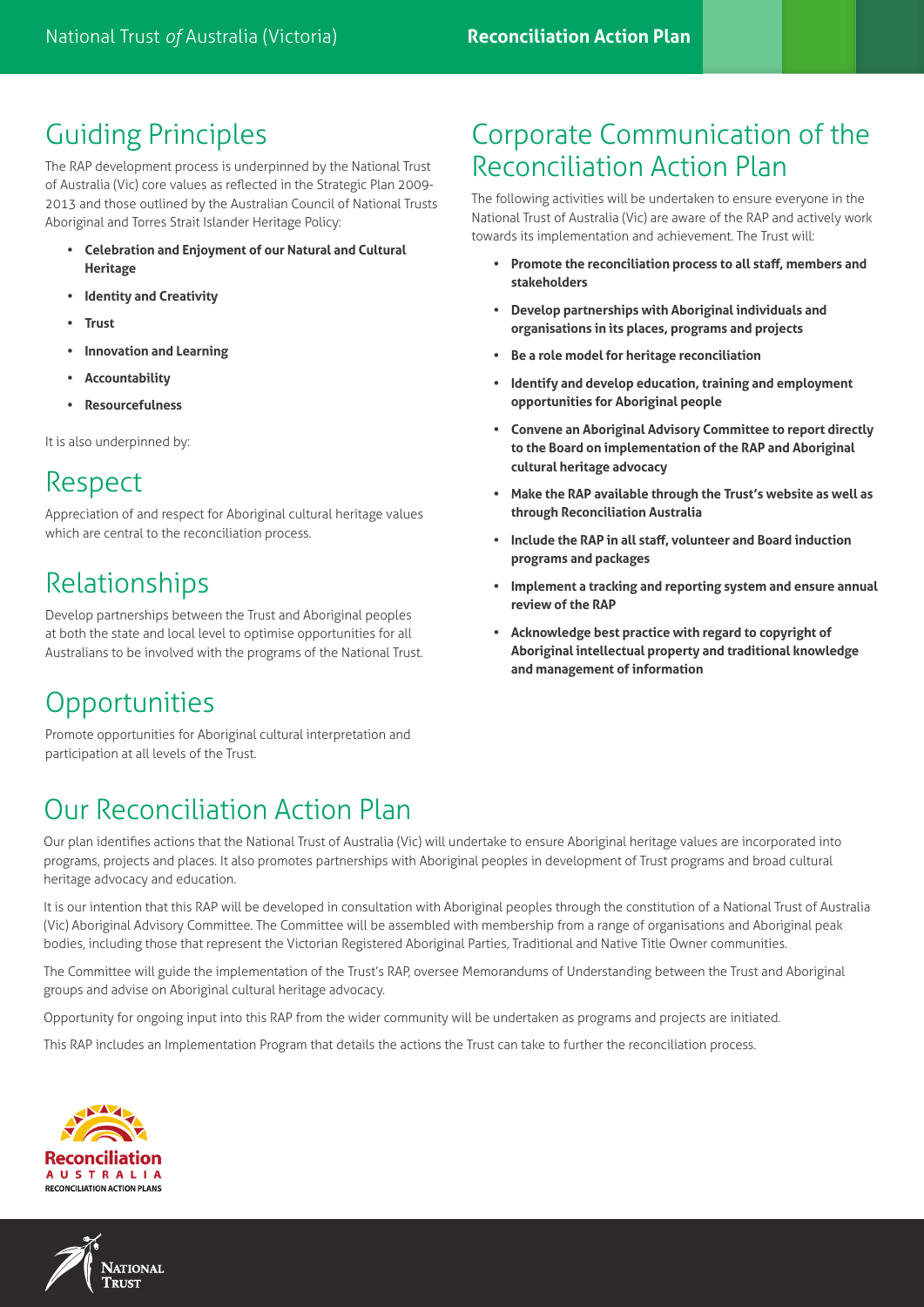## Guiding Principles

The RAP development process is underpinned by the National Trust of Australia (Vic) core values as reflected in the Strategic Plan 2009-2013 and those outlined by the Australian Council of National Trusts Aboriginal and Torres Strait Islander Heritage Policy:

- **Celebration and Enjoyment of our Natural and Cultural Heritage**
- **Identity and Creativity**
- **Trust**
- **Innovation and Learning**
- **Accountability**
- **Resourcefulness**

It is also underpinned by:

## Respect

Appreciation of and respect for Aboriginal cultural heritage values which are central to the reconciliation process.

## Relationships

Develop partnerships between the Trust and Aboriginal peoples at both the state and local level to optimise opportunities for all Australians to be involved with the programs of the National Trust.

## Opportunities

Promote opportunities for Aboriginal cultural interpretation and participation at all levels of the Trust.

## Corporate Communication of the Reconciliation Action Plan

The following activities will be undertaken to ensure everyone in the National Trust of Australia (Vic) are aware of the RAP and actively work towards its implementation and achievement. The Trust will:

- **Promote the reconciliation process to all staff, members and stakeholders**
- **Develop partnerships with Aboriginal individuals and organisations in its places, programs and projects**
- **Be a role model for heritage reconciliation**
- **Identify and develop education, training and employment opportunities for Aboriginal people**
- **Convene an Aboriginal Advisory Committee to report directly to the Board on implementation of the RAP and Aboriginal cultural heritage advocacy**
- **Make the RAP available through the Trust's website as well as through Reconciliation Australia**
- **Include the RAP in all staff, volunteer and Board induction programs and packages**
- **Implement a tracking and reporting system and ensure annual review of the RAP**
- **Acknowledge best practice with regard to copyright of Aboriginal intellectual property and traditional knowledge and management of information**

## Our Reconciliation Action Plan

Our plan identifies actions that the National Trust of Australia (Vic) will undertake to ensure Aboriginal heritage values are incorporated into programs, projects and places. It also promotes partnerships with Aboriginal peoples in development of Trust programs and broad cultural heritage advocacy and education.

It is our intention that this RAP will be developed in consultation with Aboriginal peoples through the constitution of a National Trust of Australia (Vic) Aboriginal Advisory Committee. The Committee will be assembled with membership from a range of organisations and Aboriginal peak bodies, including those that represent the Victorian Registered Aboriginal Parties, Traditional and Native Title Owner communities.

The Committee will guide the implementation of the Trust's RAP, oversee Memorandums of Understanding between the Trust and Aboriginal groups and advise on Aboriginal cultural heritage advocacy.

Opportunity for ongoing input into this RAP from the wider community will be undertaken as programs and projects are initiated.

This RAP includes an Implementation Program that details the actions the Trust can take to further the reconciliation process.

Reconciliation Australia
RECONCILIATION ACTION PLANS

National Trust